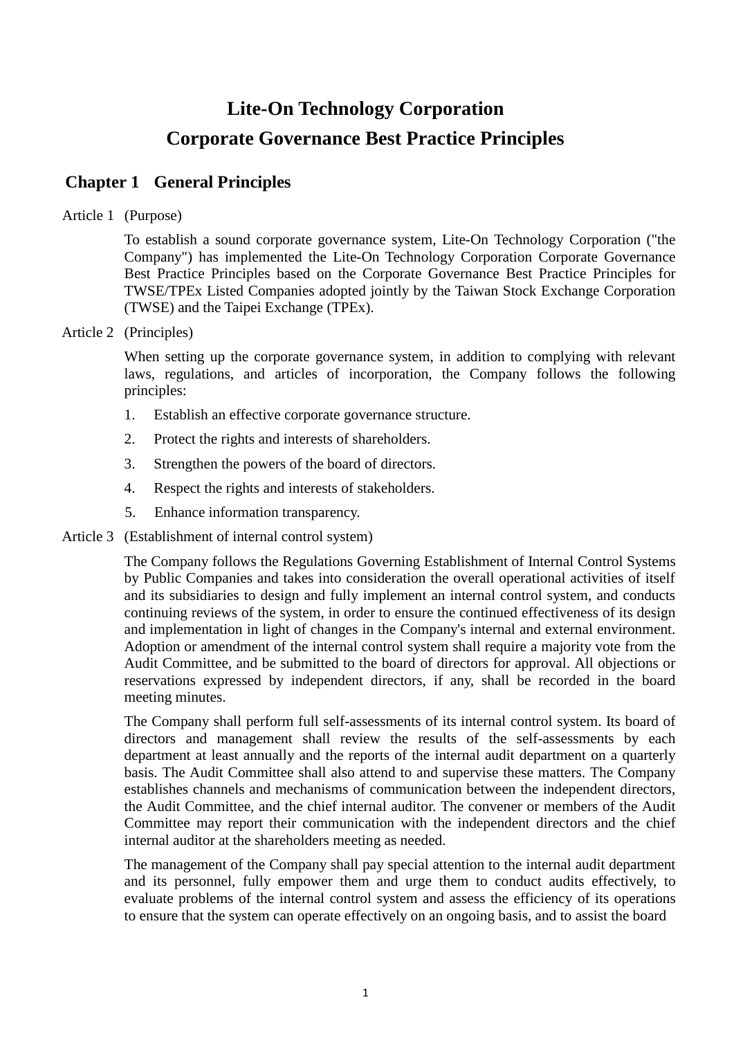# Lite-On Technology Corporation
# Corporate Governance Best Practice Principles

## Chapter 1 General Principles

Article 1 (Purpose)

To establish a sound corporate governance system, Lite-On Technology Corporation ("the Company") has implemented the Lite-On Technology Corporation Corporate Governance Best Practice Principles based on the Corporate Governance Best Practice Principles for TWSE/TPEx Listed Companies adopted jointly by the Taiwan Stock Exchange Corporation (TWSE) and the Taipei Exchange (TPEx).

Article 2 (Principles)

When setting up the corporate governance system, in addition to complying with relevant laws, regulations, and articles of incorporation, the Company follows the following principles:

1. Establish an effective corporate governance structure.
2. Protect the rights and interests of shareholders.
3. Strengthen the powers of the board of directors.
4. Respect the rights and interests of stakeholders.
5. Enhance information transparency.

Article 3 (Establishment of internal control system)

The Company follows the Regulations Governing Establishment of Internal Control Systems by Public Companies and takes into consideration the overall operational activities of itself and its subsidiaries to design and fully implement an internal control system, and conducts continuing reviews of the system, in order to ensure the continued effectiveness of its design and implementation in light of changes in the Company's internal and external environment. Adoption or amendment of the internal control system shall require a majority vote from the Audit Committee, and be submitted to the board of directors for approval. All objections or reservations expressed by independent directors, if any, shall be recorded in the board meeting minutes.

The Company shall perform full self-assessments of its internal control system. Its board of directors and management shall review the results of the self-assessments by each department at least annually and the reports of the internal audit department on a quarterly basis. The Audit Committee shall also attend to and supervise these matters. The Company establishes channels and mechanisms of communication between the independent directors, the Audit Committee, and the chief internal auditor. The convener or members of the Audit Committee may report their communication with the independent directors and the chief internal auditor at the shareholders meeting as needed.

The management of the Company shall pay special attention to the internal audit department and its personnel, fully empower them and urge them to conduct audits effectively, to evaluate problems of the internal control system and assess the efficiency of its operations to ensure that the system can operate effectively on an ongoing basis, and to assist the board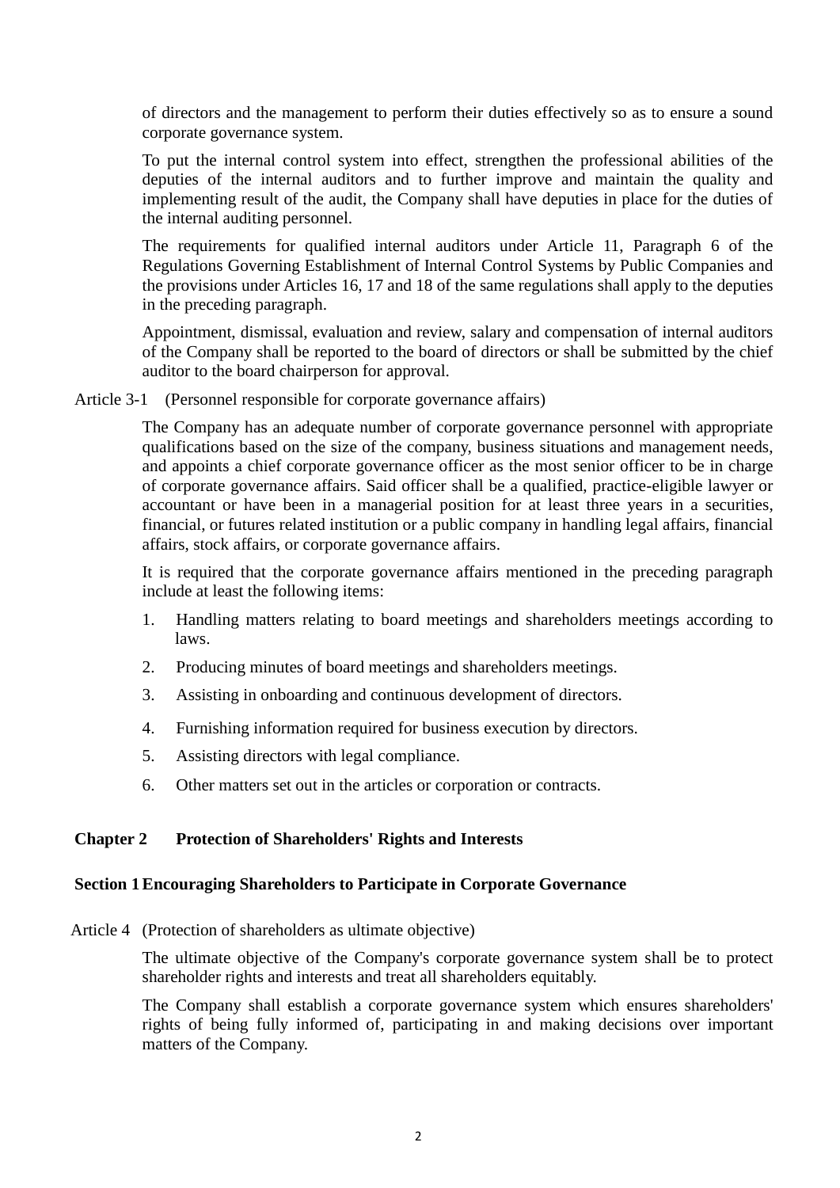of directors and the management to perform their duties effectively so as to ensure a sound corporate governance system.

To put the internal control system into effect, strengthen the professional abilities of the deputies of the internal auditors and to further improve and maintain the quality and implementing result of the audit, the Company shall have deputies in place for the duties of the internal auditing personnel.

The requirements for qualified internal auditors under Article 11, Paragraph 6 of the Regulations Governing Establishment of Internal Control Systems by Public Companies and the provisions under Articles 16, 17 and 18 of the same regulations shall apply to the deputies in the preceding paragraph.

Appointment, dismissal, evaluation and review, salary and compensation of internal auditors of the Company shall be reported to the board of directors or shall be submitted by the chief auditor to the board chairperson for approval.

Article 3-1 (Personnel responsible for corporate governance affairs)

The Company has an adequate number of corporate governance personnel with appropriate qualifications based on the size of the company, business situations and management needs, and appoints a chief corporate governance officer as the most senior officer to be in charge of corporate governance affairs. Said officer shall be a qualified, practice-eligible lawyer or accountant or have been in a managerial position for at least three years in a securities, financial, or futures related institution or a public company in handling legal affairs, financial affairs, stock affairs, or corporate governance affairs.

It is required that the corporate governance affairs mentioned in the preceding paragraph include at least the following items:

1. Handling matters relating to board meetings and shareholders meetings according to laws.
2. Producing minutes of board meetings and shareholders meetings.
3. Assisting in onboarding and continuous development of directors.
4. Furnishing information required for business execution by directors.
5. Assisting directors with legal compliance.
6. Other matters set out in the articles or corporation or contracts.

## Chapter 2 Protection of Shareholders' Rights and Interests

### Section 1 Encouraging Shareholders to Participate in Corporate Governance

Article 4 (Protection of shareholders as ultimate objective)

The ultimate objective of the Company's corporate governance system shall be to protect shareholder rights and interests and treat all shareholders equitably.

The Company shall establish a corporate governance system which ensures shareholders' rights of being fully informed of, participating in and making decisions over important matters of the Company.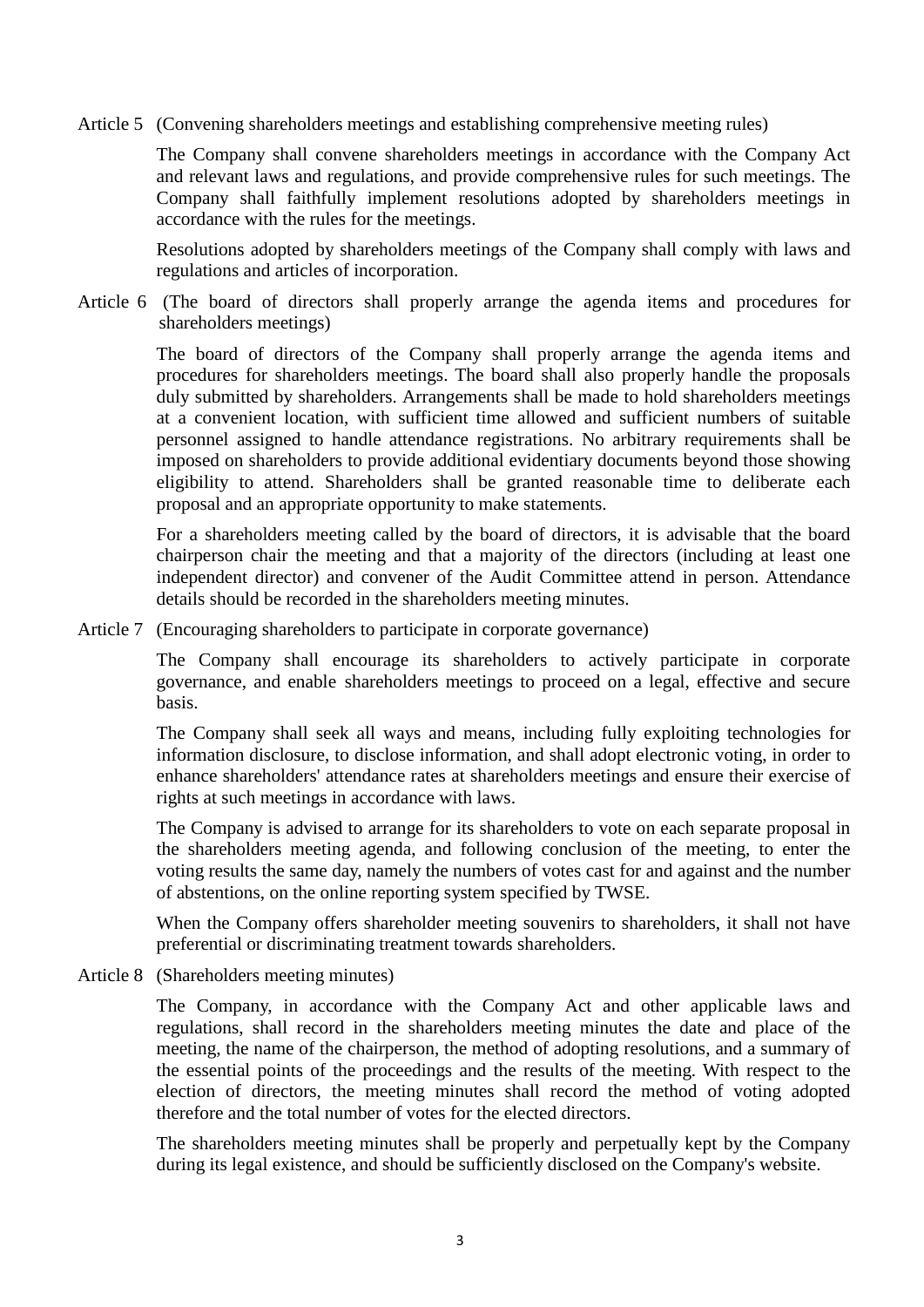Article 5 (Convening shareholders meetings and establishing comprehensive meeting rules)

The Company shall convene shareholders meetings in accordance with the Company Act and relevant laws and regulations, and provide comprehensive rules for such meetings. The Company shall faithfully implement resolutions adopted by shareholders meetings in accordance with the rules for the meetings.

Resolutions adopted by shareholders meetings of the Company shall comply with laws and regulations and articles of incorporation.

Article 6 (The board of directors shall properly arrange the agenda items and procedures for shareholders meetings)

The board of directors of the Company shall properly arrange the agenda items and procedures for shareholders meetings. The board shall also properly handle the proposals duly submitted by shareholders. Arrangements shall be made to hold shareholders meetings at a convenient location, with sufficient time allowed and sufficient numbers of suitable personnel assigned to handle attendance registrations. No arbitrary requirements shall be imposed on shareholders to provide additional evidentiary documents beyond those showing eligibility to attend. Shareholders shall be granted reasonable time to deliberate each proposal and an appropriate opportunity to make statements.

For a shareholders meeting called by the board of directors, it is advisable that the board chairperson chair the meeting and that a majority of the directors (including at least one independent director) and convener of the Audit Committee attend in person. Attendance details should be recorded in the shareholders meeting minutes.

Article 7 (Encouraging shareholders to participate in corporate governance)

The Company shall encourage its shareholders to actively participate in corporate governance, and enable shareholders meetings to proceed on a legal, effective and secure basis.

The Company shall seek all ways and means, including fully exploiting technologies for information disclosure, to disclose information, and shall adopt electronic voting, in order to enhance shareholders' attendance rates at shareholders meetings and ensure their exercise of rights at such meetings in accordance with laws.

The Company is advised to arrange for its shareholders to vote on each separate proposal in the shareholders meeting agenda, and following conclusion of the meeting, to enter the voting results the same day, namely the numbers of votes cast for and against and the number of abstentions, on the online reporting system specified by TWSE.

When the Company offers shareholder meeting souvenirs to shareholders, it shall not have preferential or discriminating treatment towards shareholders.

Article 8 (Shareholders meeting minutes)

The Company, in accordance with the Company Act and other applicable laws and regulations, shall record in the shareholders meeting minutes the date and place of the meeting, the name of the chairperson, the method of adopting resolutions, and a summary of the essential points of the proceedings and the results of the meeting. With respect to the election of directors, the meeting minutes shall record the method of voting adopted therefore and the total number of votes for the elected directors.

The shareholders meeting minutes shall be properly and perpetually kept by the Company during its legal existence, and should be sufficiently disclosed on the Company's website.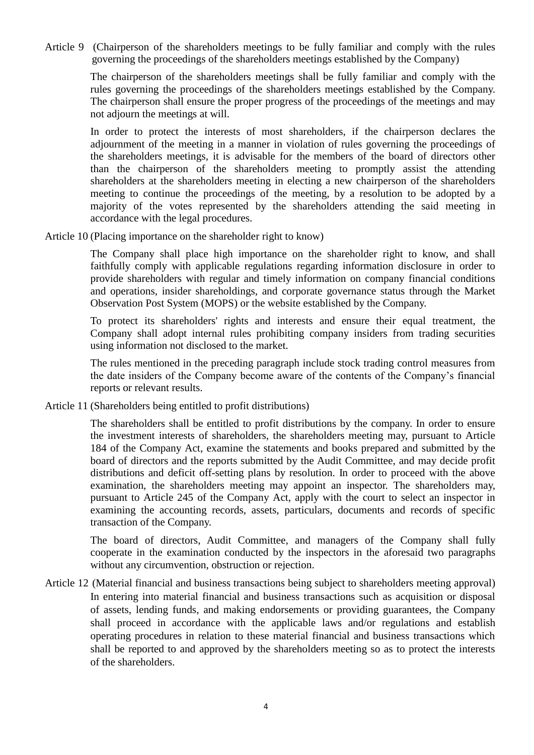Article 9 (Chairperson of the shareholders meetings to be fully familiar and comply with the rules governing the proceedings of the shareholders meetings established by the Company)

The chairperson of the shareholders meetings shall be fully familiar and comply with the rules governing the proceedings of the shareholders meetings established by the Company. The chairperson shall ensure the proper progress of the proceedings of the meetings and may not adjourn the meetings at will.

In order to protect the interests of most shareholders, if the chairperson declares the adjournment of the meeting in a manner in violation of rules governing the proceedings of the shareholders meetings, it is advisable for the members of the board of directors other than the chairperson of the shareholders meeting to promptly assist the attending shareholders at the shareholders meeting in electing a new chairperson of the shareholders meeting to continue the proceedings of the meeting, by a resolution to be adopted by a majority of the votes represented by the shareholders attending the said meeting in accordance with the legal procedures.

Article 10 (Placing importance on the shareholder right to know)

The Company shall place high importance on the shareholder right to know, and shall faithfully comply with applicable regulations regarding information disclosure in order to provide shareholders with regular and timely information on company financial conditions and operations, insider shareholdings, and corporate governance status through the Market Observation Post System (MOPS) or the website established by the Company.

To protect its shareholders' rights and interests and ensure their equal treatment, the Company shall adopt internal rules prohibiting company insiders from trading securities using information not disclosed to the market.

The rules mentioned in the preceding paragraph include stock trading control measures from the date insiders of the Company become aware of the contents of the Company's financial reports or relevant results.

Article 11 (Shareholders being entitled to profit distributions)

The shareholders shall be entitled to profit distributions by the company. In order to ensure the investment interests of shareholders, the shareholders meeting may, pursuant to Article 184 of the Company Act, examine the statements and books prepared and submitted by the board of directors and the reports submitted by the Audit Committee, and may decide profit distributions and deficit off-setting plans by resolution. In order to proceed with the above examination, the shareholders meeting may appoint an inspector. The shareholders may, pursuant to Article 245 of the Company Act, apply with the court to select an inspector in examining the accounting records, assets, particulars, documents and records of specific transaction of the Company.

The board of directors, Audit Committee, and managers of the Company shall fully cooperate in the examination conducted by the inspectors in the aforesaid two paragraphs without any circumvention, obstruction or rejection.

Article 12 (Material financial and business transactions being subject to shareholders meeting approval)

In entering into material financial and business transactions such as acquisition or disposal of assets, lending funds, and making endorsements or providing guarantees, the Company shall proceed in accordance with the applicable laws and/or regulations and establish operating procedures in relation to these material financial and business transactions which shall be reported to and approved by the shareholders meeting so as to protect the interests of the shareholders.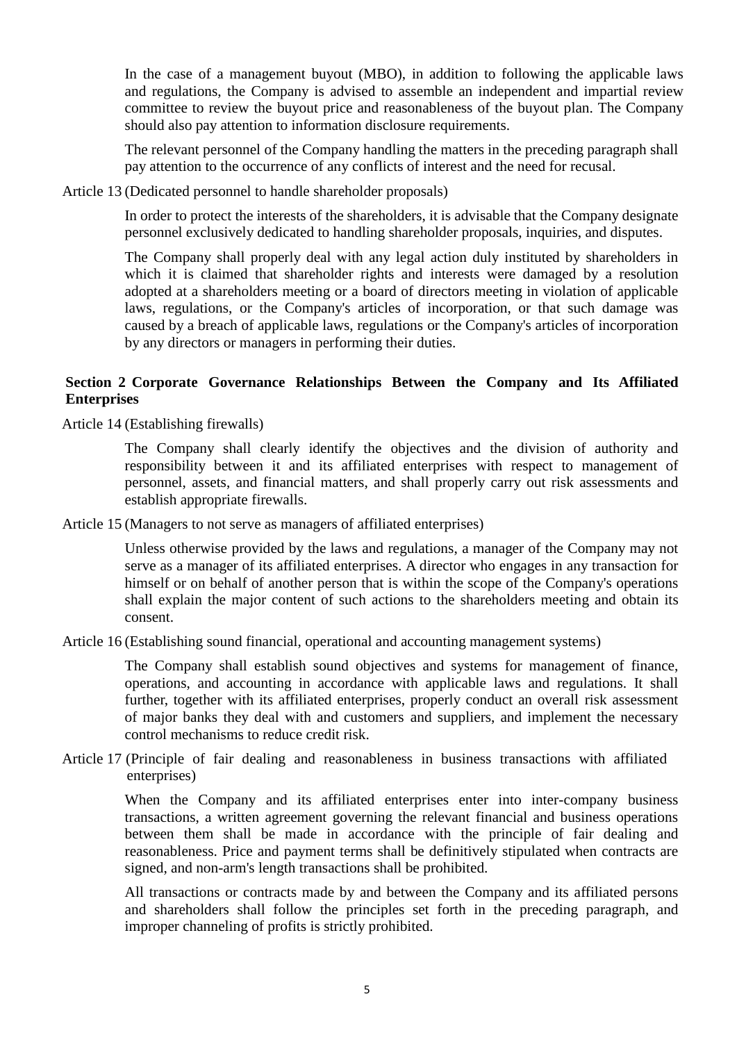In the case of a management buyout (MBO), in addition to following the applicable laws and regulations, the Company is advised to assemble an independent and impartial review committee to review the buyout price and reasonableness of the buyout plan. The Company should also pay attention to information disclosure requirements.

The relevant personnel of the Company handling the matters in the preceding paragraph shall pay attention to the occurrence of any conflicts of interest and the need for recusal.

Article 13 (Dedicated personnel to handle shareholder proposals)

In order to protect the interests of the shareholders, it is advisable that the Company designate personnel exclusively dedicated to handling shareholder proposals, inquiries, and disputes.

The Company shall properly deal with any legal action duly instituted by shareholders in which it is claimed that shareholder rights and interests were damaged by a resolution adopted at a shareholders meeting or a board of directors meeting in violation of applicable laws, regulations, or the Company's articles of incorporation, or that such damage was caused by a breach of applicable laws, regulations or the Company's articles of incorporation by any directors or managers in performing their duties.

## Section 2 Corporate Governance Relationships Between the Company and Its Affiliated Enterprises

Article 14 (Establishing firewalls)

The Company shall clearly identify the objectives and the division of authority and responsibility between it and its affiliated enterprises with respect to management of personnel, assets, and financial matters, and shall properly carry out risk assessments and establish appropriate firewalls.

Article 15 (Managers to not serve as managers of affiliated enterprises)

Unless otherwise provided by the laws and regulations, a manager of the Company may not serve as a manager of its affiliated enterprises. A director who engages in any transaction for himself or on behalf of another person that is within the scope of the Company's operations shall explain the major content of such actions to the shareholders meeting and obtain its consent.

Article 16 (Establishing sound financial, operational and accounting management systems)

The Company shall establish sound objectives and systems for management of finance, operations, and accounting in accordance with applicable laws and regulations. It shall further, together with its affiliated enterprises, properly conduct an overall risk assessment of major banks they deal with and customers and suppliers, and implement the necessary control mechanisms to reduce credit risk.

Article 17 (Principle of fair dealing and reasonableness in business transactions with affiliated enterprises)

When the Company and its affiliated enterprises enter into inter-company business transactions, a written agreement governing the relevant financial and business operations between them shall be made in accordance with the principle of fair dealing and reasonableness. Price and payment terms shall be definitively stipulated when contracts are signed, and non-arm's length transactions shall be prohibited.

All transactions or contracts made by and between the Company and its affiliated persons and shareholders shall follow the principles set forth in the preceding paragraph, and improper channeling of profits is strictly prohibited.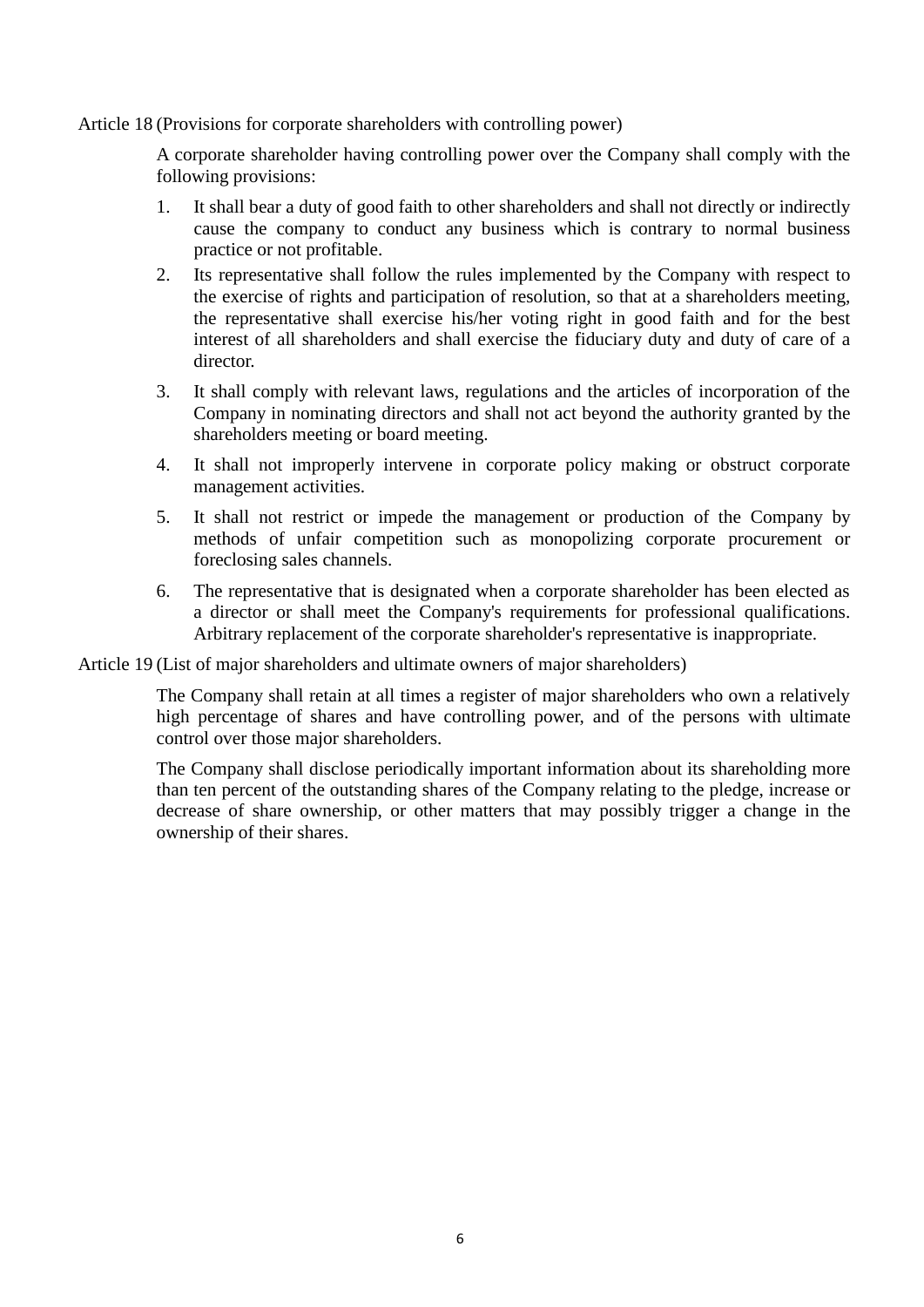Article 18 (Provisions for corporate shareholders with controlling power)

A corporate shareholder having controlling power over the Company shall comply with the following provisions:

1. It shall bear a duty of good faith to other shareholders and shall not directly or indirectly cause the company to conduct any business which is contrary to normal business practice or not profitable.
2. Its representative shall follow the rules implemented by the Company with respect to the exercise of rights and participation of resolution, so that at a shareholders meeting, the representative shall exercise his/her voting right in good faith and for the best interest of all shareholders and shall exercise the fiduciary duty and duty of care of a director.
3. It shall comply with relevant laws, regulations and the articles of incorporation of the Company in nominating directors and shall not act beyond the authority granted by the shareholders meeting or board meeting.
4. It shall not improperly intervene in corporate policy making or obstruct corporate management activities.
5. It shall not restrict or impede the management or production of the Company by methods of unfair competition such as monopolizing corporate procurement or foreclosing sales channels.
6. The representative that is designated when a corporate shareholder has been elected as a director or shall meet the Company's requirements for professional qualifications. Arbitrary replacement of the corporate shareholder's representative is inappropriate.

Article 19 (List of major shareholders and ultimate owners of major shareholders)

The Company shall retain at all times a register of major shareholders who own a relatively high percentage of shares and have controlling power, and of the persons with ultimate control over those major shareholders.

The Company shall disclose periodically important information about its shareholding more than ten percent of the outstanding shares of the Company relating to the pledge, increase or decrease of share ownership, or other matters that may possibly trigger a change in the ownership of their shares.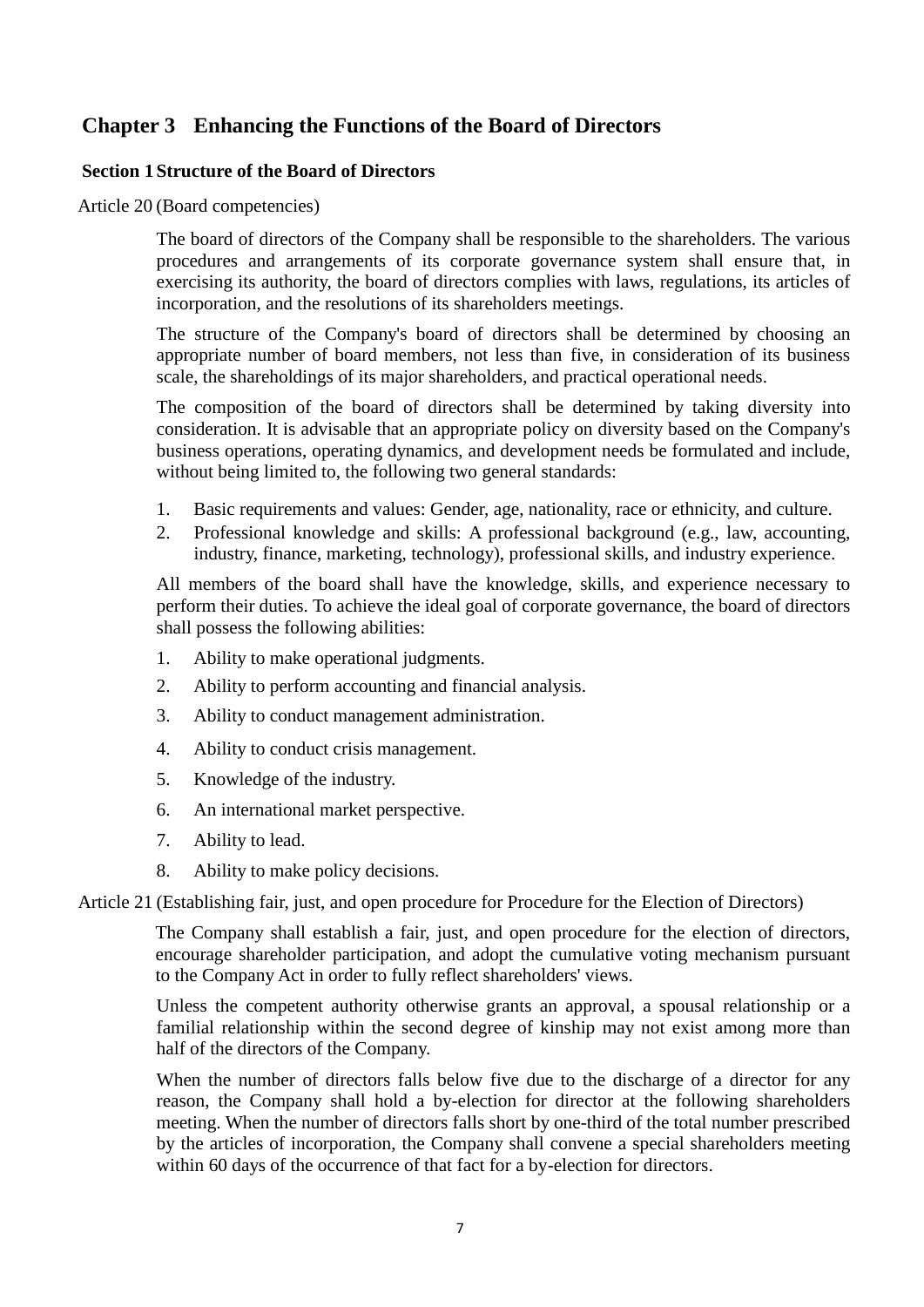## Chapter 3 Enhancing the Functions of the Board of Directors

### Section 1 Structure of the Board of Directors

Article 20 (Board competencies)

The board of directors of the Company shall be responsible to the shareholders. The various procedures and arrangements of its corporate governance system shall ensure that, in exercising its authority, the board of directors complies with laws, regulations, its articles of incorporation, and the resolutions of its shareholders meetings.

The structure of the Company's board of directors shall be determined by choosing an appropriate number of board members, not less than five, in consideration of its business scale, the shareholdings of its major shareholders, and practical operational needs.

The composition of the board of directors shall be determined by taking diversity into consideration. It is advisable that an appropriate policy on diversity based on the Company's business operations, operating dynamics, and development needs be formulated and include, without being limited to, the following two general standards:

1. Basic requirements and values: Gender, age, nationality, race or ethnicity, and culture.
2. Professional knowledge and skills: A professional background (e.g., law, accounting, industry, finance, marketing, technology), professional skills, and industry experience.

All members of the board shall have the knowledge, skills, and experience necessary to perform their duties. To achieve the ideal goal of corporate governance, the board of directors shall possess the following abilities:

1. Ability to make operational judgments.
2. Ability to perform accounting and financial analysis.
3. Ability to conduct management administration.
4. Ability to conduct crisis management.
5. Knowledge of the industry.
6. An international market perspective.
7. Ability to lead.
8. Ability to make policy decisions.

Article 21 (Establishing fair, just, and open procedure for Procedure for the Election of Directors)

The Company shall establish a fair, just, and open procedure for the election of directors, encourage shareholder participation, and adopt the cumulative voting mechanism pursuant to the Company Act in order to fully reflect shareholders' views.

Unless the competent authority otherwise grants an approval, a spousal relationship or a familial relationship within the second degree of kinship may not exist among more than half of the directors of the Company.

When the number of directors falls below five due to the discharge of a director for any reason, the Company shall hold a by-election for director at the following shareholders meeting. When the number of directors falls short by one-third of the total number prescribed by the articles of incorporation, the Company shall convene a special shareholders meeting within 60 days of the occurrence of that fact for a by-election for directors.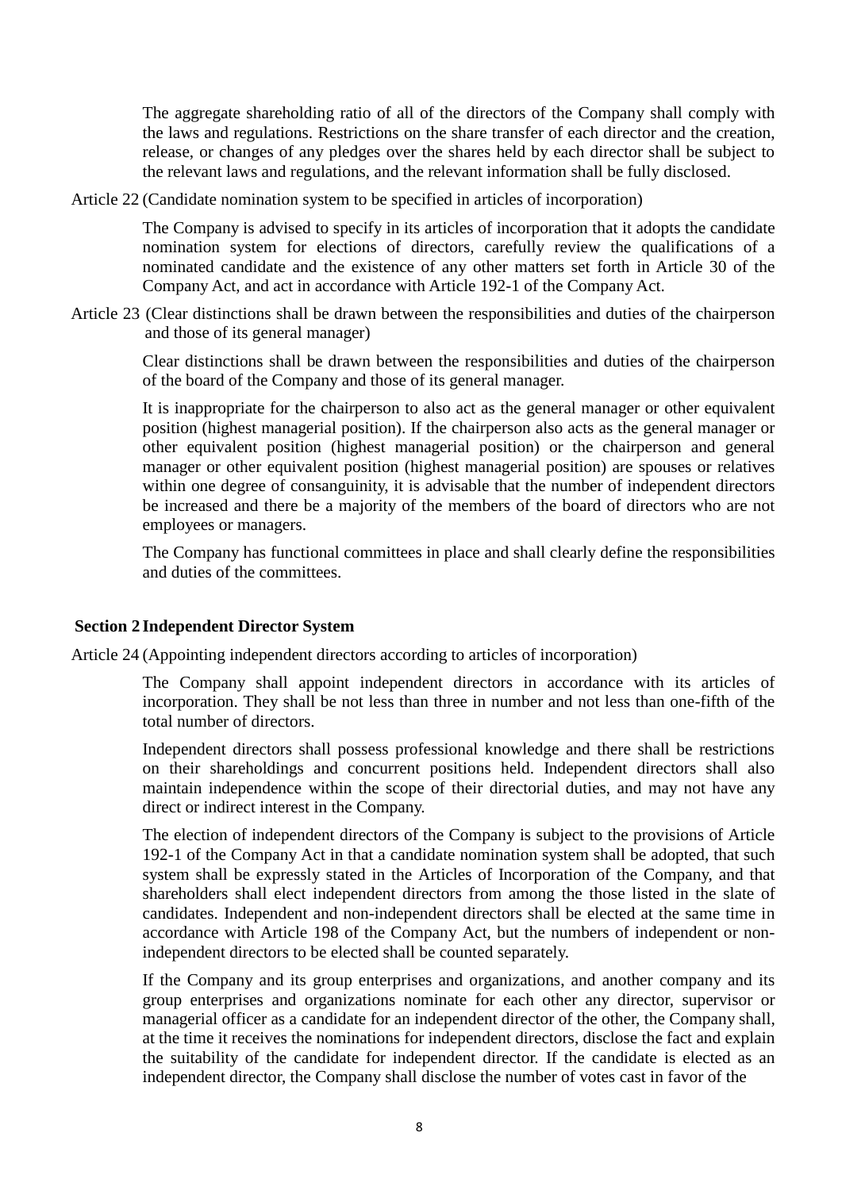The aggregate shareholding ratio of all of the directors of the Company shall comply with the laws and regulations. Restrictions on the share transfer of each director and the creation, release, or changes of any pledges over the shares held by each director shall be subject to the relevant laws and regulations, and the relevant information shall be fully disclosed.

Article 22 (Candidate nomination system to be specified in articles of incorporation)

The Company is advised to specify in its articles of incorporation that it adopts the candidate nomination system for elections of directors, carefully review the qualifications of a nominated candidate and the existence of any other matters set forth in Article 30 of the Company Act, and act in accordance with Article 192-1 of the Company Act.

Article 23 (Clear distinctions shall be drawn between the responsibilities and duties of the chairperson and those of its general manager)

Clear distinctions shall be drawn between the responsibilities and duties of the chairperson of the board of the Company and those of its general manager.

It is inappropriate for the chairperson to also act as the general manager or other equivalent position (highest managerial position). If the chairperson also acts as the general manager or other equivalent position (highest managerial position) or the chairperson and general manager or other equivalent position (highest managerial position) are spouses or relatives within one degree of consanguinity, it is advisable that the number of independent directors be increased and there be a majority of the members of the board of directors who are not employees or managers.

The Company has functional committees in place and shall clearly define the responsibilities and duties of the committees.

## Section 2 Independent Director System

Article 24 (Appointing independent directors according to articles of incorporation)

The Company shall appoint independent directors in accordance with its articles of incorporation. They shall be not less than three in number and not less than one-fifth of the total number of directors.

Independent directors shall possess professional knowledge and there shall be restrictions on their shareholdings and concurrent positions held. Independent directors shall also maintain independence within the scope of their directorial duties, and may not have any direct or indirect interest in the Company.

The election of independent directors of the Company is subject to the provisions of Article 192-1 of the Company Act in that a candidate nomination system shall be adopted, that such system shall be expressly stated in the Articles of Incorporation of the Company, and that shareholders shall elect independent directors from among the those listed in the slate of candidates. Independent and non-independent directors shall be elected at the same time in accordance with Article 198 of the Company Act, but the numbers of independent or non-independent directors to be elected shall be counted separately.

If the Company and its group enterprises and organizations, and another company and its group enterprises and organizations nominate for each other any director, supervisor or managerial officer as a candidate for an independent director of the other, the Company shall, at the time it receives the nominations for independent directors, disclose the fact and explain the suitability of the candidate for independent director. If the candidate is elected as an independent director, the Company shall disclose the number of votes cast in favor of the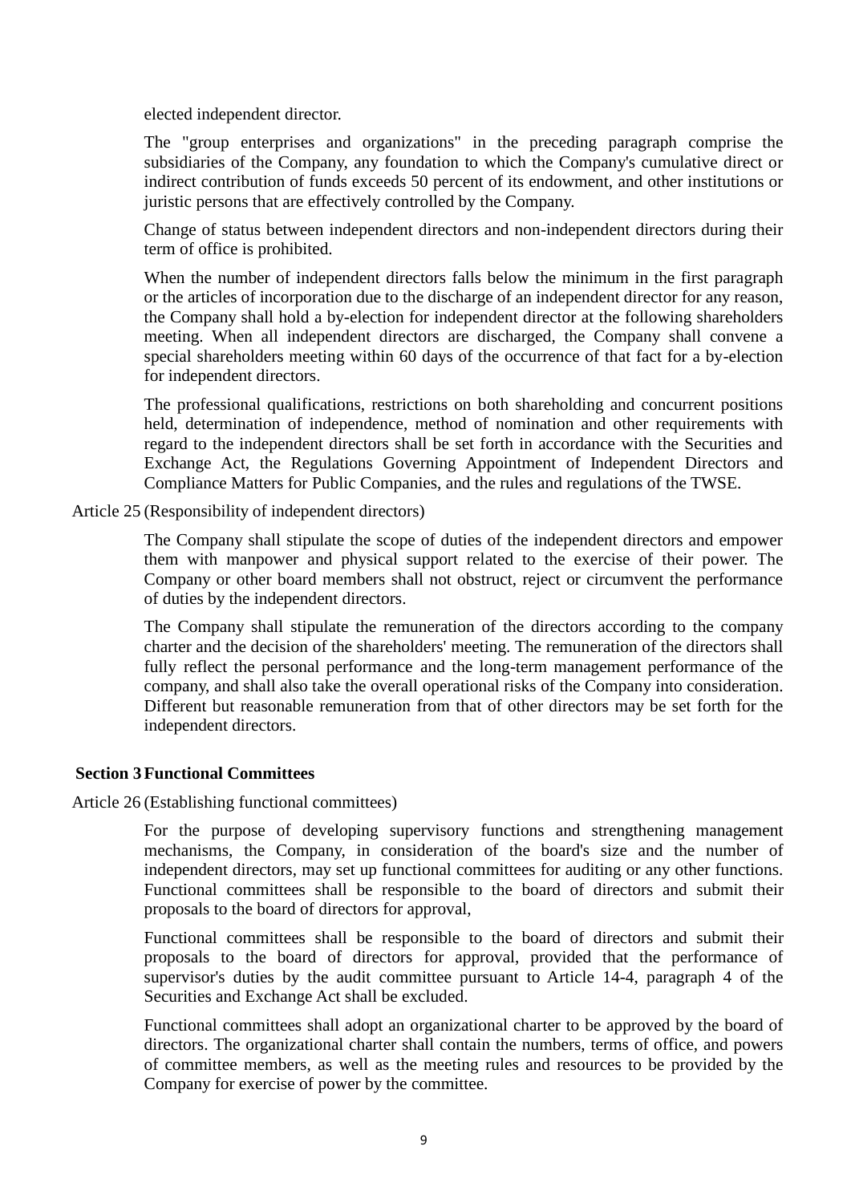elected independent director.

The "group enterprises and organizations" in the preceding paragraph comprise the subsidiaries of the Company, any foundation to which the Company's cumulative direct or indirect contribution of funds exceeds 50 percent of its endowment, and other institutions or juristic persons that are effectively controlled by the Company.

Change of status between independent directors and non-independent directors during their term of office is prohibited.

When the number of independent directors falls below the minimum in the first paragraph or the articles of incorporation due to the discharge of an independent director for any reason, the Company shall hold a by-election for independent director at the following shareholders meeting. When all independent directors are discharged, the Company shall convene a special shareholders meeting within 60 days of the occurrence of that fact for a by-election for independent directors.

The professional qualifications, restrictions on both shareholding and concurrent positions held, determination of independence, method of nomination and other requirements with regard to the independent directors shall be set forth in accordance with the Securities and Exchange Act, the Regulations Governing Appointment of Independent Directors and Compliance Matters for Public Companies, and the rules and regulations of the TWSE.

Article 25 (Responsibility of independent directors)

The Company shall stipulate the scope of duties of the independent directors and empower them with manpower and physical support related to the exercise of their power. The Company or other board members shall not obstruct, reject or circumvent the performance of duties by the independent directors.

The Company shall stipulate the remuneration of the directors according to the company charter and the decision of the shareholders' meeting. The remuneration of the directors shall fully reflect the personal performance and the long-term management performance of the company, and shall also take the overall operational risks of the Company into consideration. Different but reasonable remuneration from that of other directors may be set forth for the independent directors.

## Section 3 Functional Committees

Article 26 (Establishing functional committees)

For the purpose of developing supervisory functions and strengthening management mechanisms, the Company, in consideration of the board's size and the number of independent directors, may set up functional committees for auditing or any other functions. Functional committees shall be responsible to the board of directors and submit their proposals to the board of directors for approval,

Functional committees shall be responsible to the board of directors and submit their proposals to the board of directors for approval, provided that the performance of supervisor's duties by the audit committee pursuant to Article 14-4, paragraph 4 of the Securities and Exchange Act shall be excluded.

Functional committees shall adopt an organizational charter to be approved by the board of directors. The organizational charter shall contain the numbers, terms of office, and powers of committee members, as well as the meeting rules and resources to be provided by the Company for exercise of power by the committee.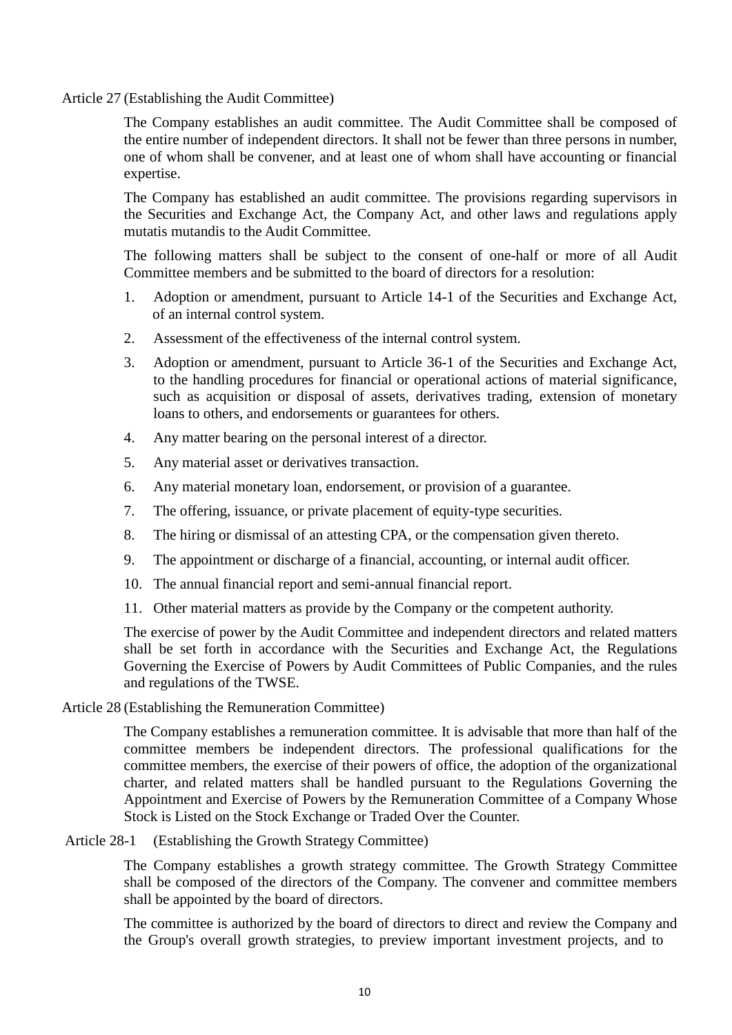Article 27 (Establishing the Audit Committee)

The Company establishes an audit committee. The Audit Committee shall be composed of the entire number of independent directors. It shall not be fewer than three persons in number, one of whom shall be convener, and at least one of whom shall have accounting or financial expertise.

The Company has established an audit committee. The provisions regarding supervisors in the Securities and Exchange Act, the Company Act, and other laws and regulations apply mutatis mutandis to the Audit Committee.

The following matters shall be subject to the consent of one-half or more of all Audit Committee members and be submitted to the board of directors for a resolution:

1. Adoption or amendment, pursuant to Article 14-1 of the Securities and Exchange Act, of an internal control system.
2. Assessment of the effectiveness of the internal control system.
3. Adoption or amendment, pursuant to Article 36-1 of the Securities and Exchange Act, to the handling procedures for financial or operational actions of material significance, such as acquisition or disposal of assets, derivatives trading, extension of monetary loans to others, and endorsements or guarantees for others.
4. Any matter bearing on the personal interest of a director.
5. Any material asset or derivatives transaction.
6. Any material monetary loan, endorsement, or provision of a guarantee.
7. The offering, issuance, or private placement of equity-type securities.
8. The hiring or dismissal of an attesting CPA, or the compensation given thereto.
9. The appointment or discharge of a financial, accounting, or internal audit officer.
10. The annual financial report and semi-annual financial report.
11. Other material matters as provide by the Company or the competent authority.

The exercise of power by the Audit Committee and independent directors and related matters shall be set forth in accordance with the Securities and Exchange Act, the Regulations Governing the Exercise of Powers by Audit Committees of Public Companies, and the rules and regulations of the TWSE.

Article 28 (Establishing the Remuneration Committee)

The Company establishes a remuneration committee. It is advisable that more than half of the committee members be independent directors. The professional qualifications for the committee members, the exercise of their powers of office, the adoption of the organizational charter, and related matters shall be handled pursuant to the Regulations Governing the Appointment and Exercise of Powers by the Remuneration Committee of a Company Whose Stock is Listed on the Stock Exchange or Traded Over the Counter.

Article 28-1 (Establishing the Growth Strategy Committee)

The Company establishes a growth strategy committee. The Growth Strategy Committee shall be composed of the directors of the Company. The convener and committee members shall be appointed by the board of directors.

The committee is authorized by the board of directors to direct and review the Company and the Group's overall growth strategies, to preview important investment projects, and to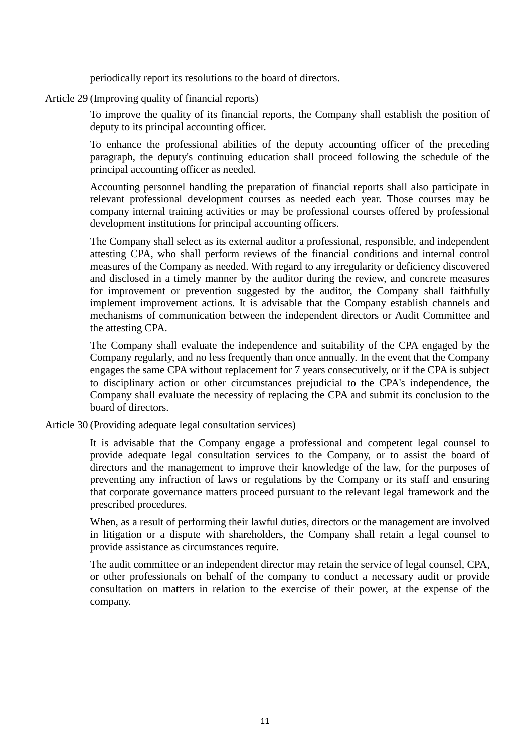periodically report its resolutions to the board of directors.

Article 29 (Improving quality of financial reports)

To improve the quality of its financial reports, the Company shall establish the position of deputy to its principal accounting officer.

To enhance the professional abilities of the deputy accounting officer of the preceding paragraph, the deputy's continuing education shall proceed following the schedule of the principal accounting officer as needed.

Accounting personnel handling the preparation of financial reports shall also participate in relevant professional development courses as needed each year. Those courses may be company internal training activities or may be professional courses offered by professional development institutions for principal accounting officers.

The Company shall select as its external auditor a professional, responsible, and independent attesting CPA, who shall perform reviews of the financial conditions and internal control measures of the Company as needed. With regard to any irregularity or deficiency discovered and disclosed in a timely manner by the auditor during the review, and concrete measures for improvement or prevention suggested by the auditor, the Company shall faithfully implement improvement actions. It is advisable that the Company establish channels and mechanisms of communication between the independent directors or Audit Committee and the attesting CPA.

The Company shall evaluate the independence and suitability of the CPA engaged by the Company regularly, and no less frequently than once annually. In the event that the Company engages the same CPA without replacement for 7 years consecutively, or if the CPA is subject to disciplinary action or other circumstances prejudicial to the CPA's independence, the Company shall evaluate the necessity of replacing the CPA and submit its conclusion to the board of directors.

Article 30 (Providing adequate legal consultation services)

It is advisable that the Company engage a professional and competent legal counsel to provide adequate legal consultation services to the Company, or to assist the board of directors and the management to improve their knowledge of the law, for the purposes of preventing any infraction of laws or regulations by the Company or its staff and ensuring that corporate governance matters proceed pursuant to the relevant legal framework and the prescribed procedures.

When, as a result of performing their lawful duties, directors or the management are involved in litigation or a dispute with shareholders, the Company shall retain a legal counsel to provide assistance as circumstances require.

The audit committee or an independent director may retain the service of legal counsel, CPA, or other professionals on behalf of the company to conduct a necessary audit or provide consultation on matters in relation to the exercise of their power, at the expense of the company.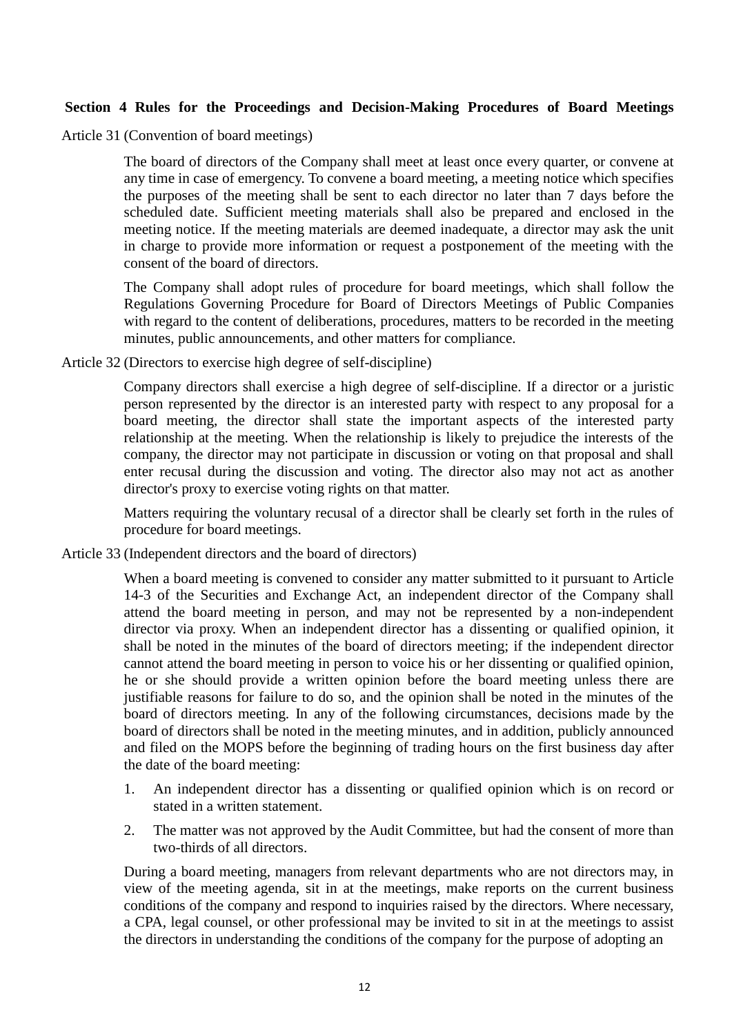**Section 4 Rules for the Proceedings and Decision-Making Procedures of Board Meetings**

Article 31 (Convention of board meetings)

The board of directors of the Company shall meet at least once every quarter, or convene at any time in case of emergency. To convene a board meeting, a meeting notice which specifies the purposes of the meeting shall be sent to each director no later than 7 days before the scheduled date. Sufficient meeting materials shall also be prepared and enclosed in the meeting notice. If the meeting materials are deemed inadequate, a director may ask the unit in charge to provide more information or request a postponement of the meeting with the consent of the board of directors.

The Company shall adopt rules of procedure for board meetings, which shall follow the Regulations Governing Procedure for Board of Directors Meetings of Public Companies with regard to the content of deliberations, procedures, matters to be recorded in the meeting minutes, public announcements, and other matters for compliance.

Article 32 (Directors to exercise high degree of self-discipline)

Company directors shall exercise a high degree of self-discipline. If a director or a juristic person represented by the director is an interested party with respect to any proposal for a board meeting, the director shall state the important aspects of the interested party relationship at the meeting. When the relationship is likely to prejudice the interests of the company, the director may not participate in discussion or voting on that proposal and shall enter recusal during the discussion and voting. The director also may not act as another director's proxy to exercise voting rights on that matter.

Matters requiring the voluntary recusal of a director shall be clearly set forth in the rules of procedure for board meetings.

Article 33 (Independent directors and the board of directors)

When a board meeting is convened to consider any matter submitted to it pursuant to Article 14-3 of the Securities and Exchange Act, an independent director of the Company shall attend the board meeting in person, and may not be represented by a non-independent director via proxy. When an independent director has a dissenting or qualified opinion, it shall be noted in the minutes of the board of directors meeting; if the independent director cannot attend the board meeting in person to voice his or her dissenting or qualified opinion, he or she should provide a written opinion before the board meeting unless there are justifiable reasons for failure to do so, and the opinion shall be noted in the minutes of the board of directors meeting. In any of the following circumstances, decisions made by the board of directors shall be noted in the meeting minutes, and in addition, publicly announced and filed on the MOPS before the beginning of trading hours on the first business day after the date of the board meeting:

1. An independent director has a dissenting or qualified opinion which is on record or stated in a written statement.
2. The matter was not approved by the Audit Committee, but had the consent of more than two-thirds of all directors.

During a board meeting, managers from relevant departments who are not directors may, in view of the meeting agenda, sit in at the meetings, make reports on the current business conditions of the company and respond to inquiries raised by the directors. Where necessary, a CPA, legal counsel, or other professional may be invited to sit in at the meetings to assist the directors in understanding the conditions of the company for the purpose of adopting an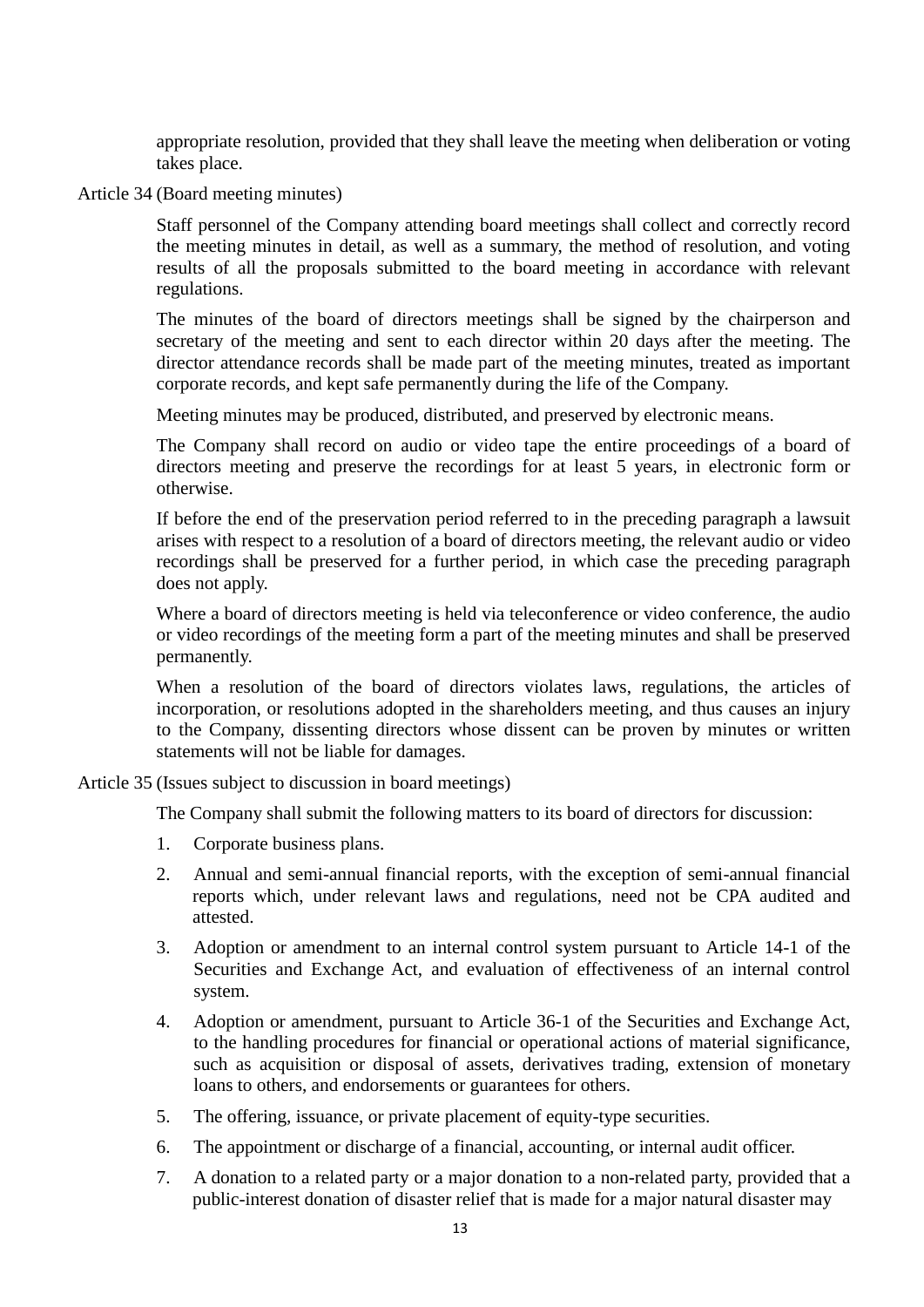appropriate resolution, provided that they shall leave the meeting when deliberation or voting takes place.

Article 34 (Board meeting minutes)

Staff personnel of the Company attending board meetings shall collect and correctly record the meeting minutes in detail, as well as a summary, the method of resolution, and voting results of all the proposals submitted to the board meeting in accordance with relevant regulations.

The minutes of the board of directors meetings shall be signed by the chairperson and secretary of the meeting and sent to each director within 20 days after the meeting. The director attendance records shall be made part of the meeting minutes, treated as important corporate records, and kept safe permanently during the life of the Company.

Meeting minutes may be produced, distributed, and preserved by electronic means.

The Company shall record on audio or video tape the entire proceedings of a board of directors meeting and preserve the recordings for at least 5 years, in electronic form or otherwise.

If before the end of the preservation period referred to in the preceding paragraph a lawsuit arises with respect to a resolution of a board of directors meeting, the relevant audio or video recordings shall be preserved for a further period, in which case the preceding paragraph does not apply.

Where a board of directors meeting is held via teleconference or video conference, the audio or video recordings of the meeting form a part of the meeting minutes and shall be preserved permanently.

When a resolution of the board of directors violates laws, regulations, the articles of incorporation, or resolutions adopted in the shareholders meeting, and thus causes an injury to the Company, dissenting directors whose dissent can be proven by minutes or written statements will not be liable for damages.

Article 35 (Issues subject to discussion in board meetings)

The Company shall submit the following matters to its board of directors for discussion:

1. Corporate business plans.
2. Annual and semi-annual financial reports, with the exception of semi-annual financial reports which, under relevant laws and regulations, need not be CPA audited and attested.
3. Adoption or amendment to an internal control system pursuant to Article 14-1 of the Securities and Exchange Act, and evaluation of effectiveness of an internal control system.
4. Adoption or amendment, pursuant to Article 36-1 of the Securities and Exchange Act, to the handling procedures for financial or operational actions of material significance, such as acquisition or disposal of assets, derivatives trading, extension of monetary loans to others, and endorsements or guarantees for others.
5. The offering, issuance, or private placement of equity-type securities.
6. The appointment or discharge of a financial, accounting, or internal audit officer.
7. A donation to a related party or a major donation to a non-related party, provided that a public-interest donation of disaster relief that is made for a major natural disaster may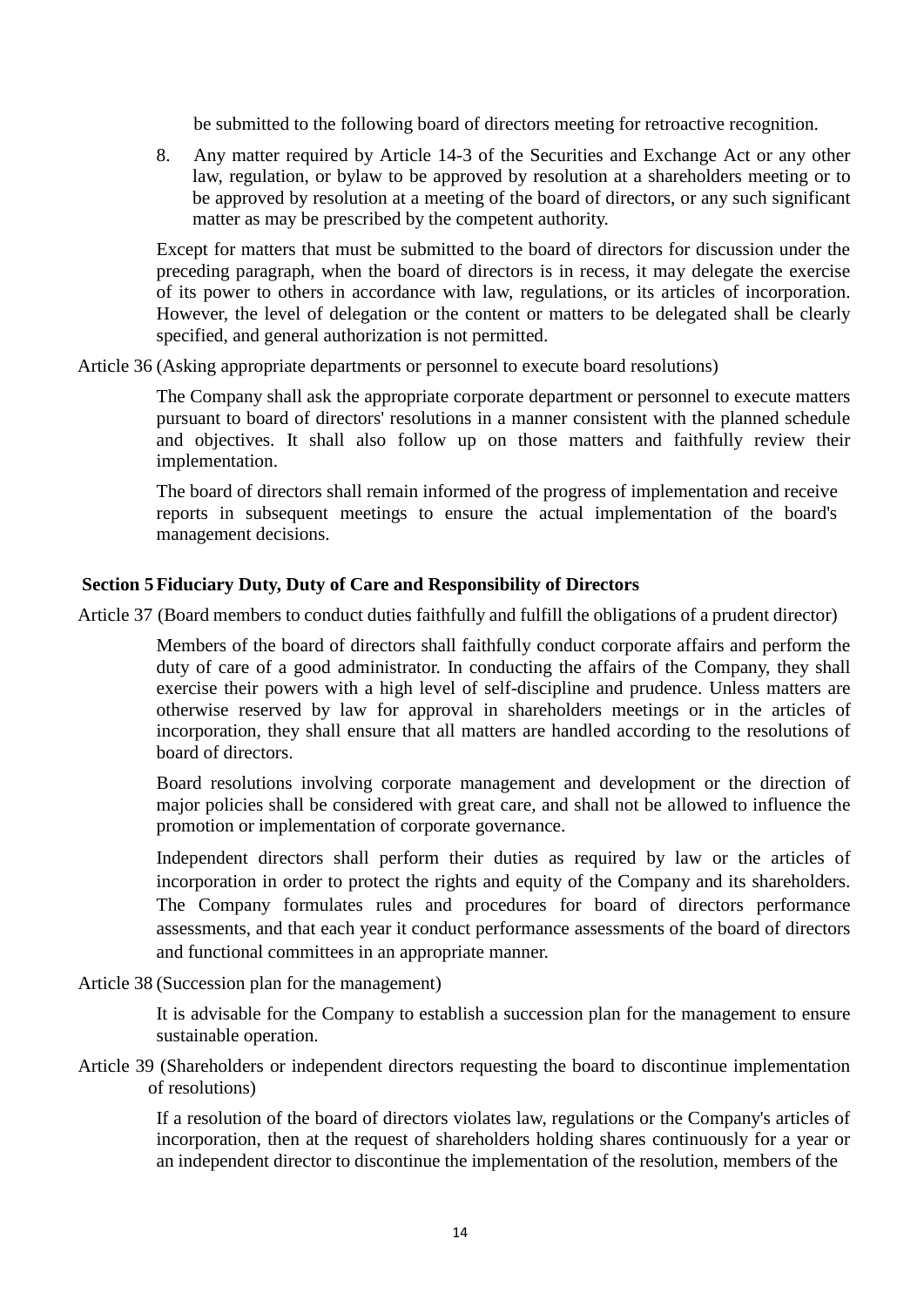be submitted to the following board of directors meeting for retroactive recognition.

8. Any matter required by Article 14-3 of the Securities and Exchange Act or any other law, regulation, or bylaw to be approved by resolution at a shareholders meeting or to be approved by resolution at a meeting of the board of directors, or any such significant matter as may be prescribed by the competent authority.

Except for matters that must be submitted to the board of directors for discussion under the preceding paragraph, when the board of directors is in recess, it may delegate the exercise of its power to others in accordance with law, regulations, or its articles of incorporation. However, the level of delegation or the content or matters to be delegated shall be clearly specified, and general authorization is not permitted.

Article 36 (Asking appropriate departments or personnel to execute board resolutions)

The Company shall ask the appropriate corporate department or personnel to execute matters pursuant to board of directors' resolutions in a manner consistent with the planned schedule and objectives. It shall also follow up on those matters and faithfully review their implementation.

The board of directors shall remain informed of the progress of implementation and receive reports in subsequent meetings to ensure the actual implementation of the board's management decisions.

## Section 5 Fiduciary Duty, Duty of Care and Responsibility of Directors

Article 37 (Board members to conduct duties faithfully and fulfill the obligations of a prudent director)

Members of the board of directors shall faithfully conduct corporate affairs and perform the duty of care of a good administrator. In conducting the affairs of the Company, they shall exercise their powers with a high level of self-discipline and prudence. Unless matters are otherwise reserved by law for approval in shareholders meetings or in the articles of incorporation, they shall ensure that all matters are handled according to the resolutions of board of directors.

Board resolutions involving corporate management and development or the direction of major policies shall be considered with great care, and shall not be allowed to influence the promotion or implementation of corporate governance.

Independent directors shall perform their duties as required by law or the articles of incorporation in order to protect the rights and equity of the Company and its shareholders. The Company formulates rules and procedures for board of directors performance assessments, and that each year it conduct performance assessments of the board of directors and functional committees in an appropriate manner.

Article 38 (Succession plan for the management)

It is advisable for the Company to establish a succession plan for the management to ensure sustainable operation.

Article 39 (Shareholders or independent directors requesting the board to discontinue implementation of resolutions)

If a resolution of the board of directors violates law, regulations or the Company's articles of incorporation, then at the request of shareholders holding shares continuously for a year or an independent director to discontinue the implementation of the resolution, members of the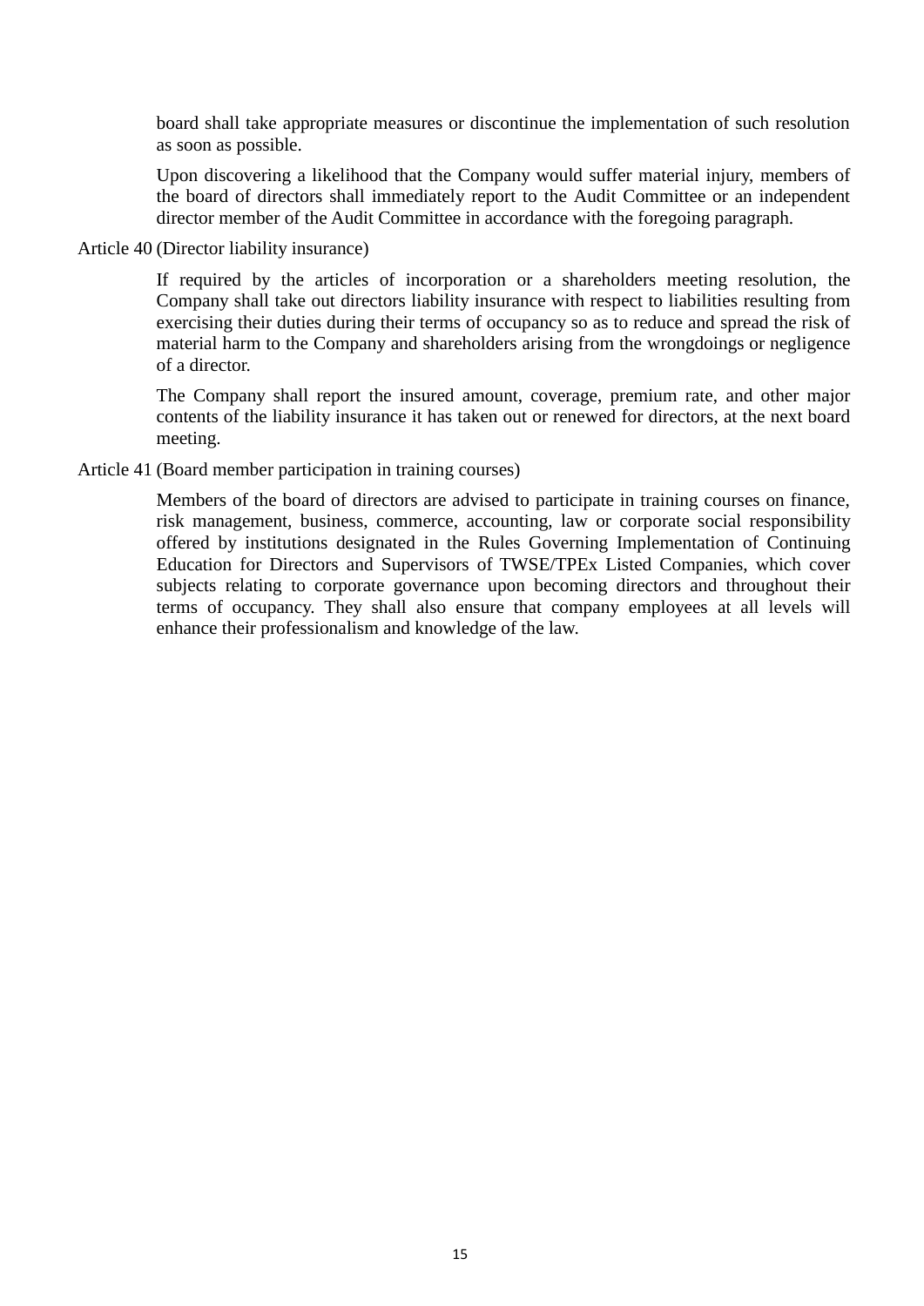board shall take appropriate measures or discontinue the implementation of such resolution as soon as possible.

Upon discovering a likelihood that the Company would suffer material injury, members of the board of directors shall immediately report to the Audit Committee or an independent director member of the Audit Committee in accordance with the foregoing paragraph.

Article 40 (Director liability insurance)

If required by the articles of incorporation or a shareholders meeting resolution, the Company shall take out directors liability insurance with respect to liabilities resulting from exercising their duties during their terms of occupancy so as to reduce and spread the risk of material harm to the Company and shareholders arising from the wrongdoings or negligence of a director.

The Company shall report the insured amount, coverage, premium rate, and other major contents of the liability insurance it has taken out or renewed for directors, at the next board meeting.

Article 41 (Board member participation in training courses)

Members of the board of directors are advised to participate in training courses on finance, risk management, business, commerce, accounting, law or corporate social responsibility offered by institutions designated in the Rules Governing Implementation of Continuing Education for Directors and Supervisors of TWSE/TPEx Listed Companies, which cover subjects relating to corporate governance upon becoming directors and throughout their terms of occupancy. They shall also ensure that company employees at all levels will enhance their professionalism and knowledge of the law.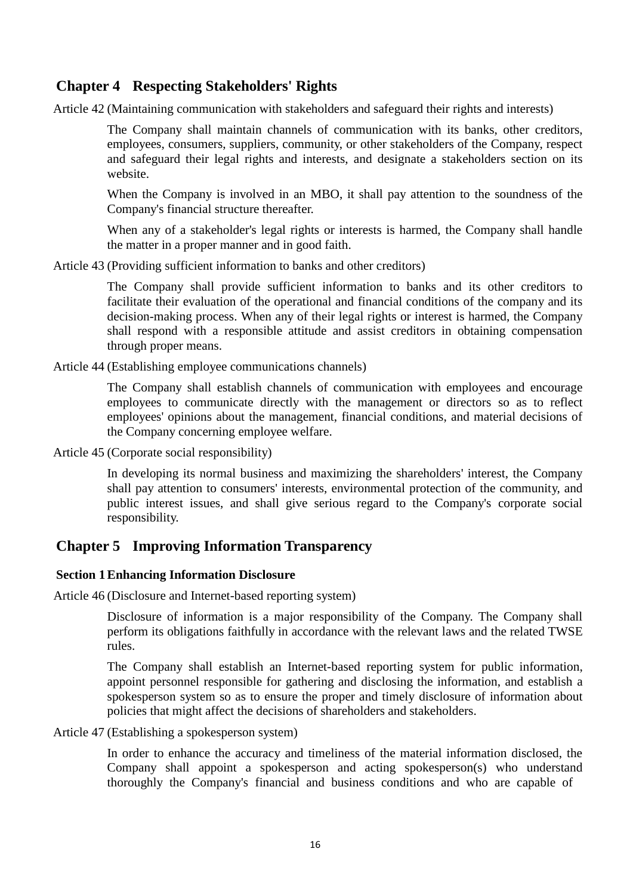## Chapter 4 Respecting Stakeholders' Rights

Article 42 (Maintaining communication with stakeholders and safeguard their rights and interests)

The Company shall maintain channels of communication with its banks, other creditors, employees, consumers, suppliers, community, or other stakeholders of the Company, respect and safeguard their legal rights and interests, and designate a stakeholders section on its website.

When the Company is involved in an MBO, it shall pay attention to the soundness of the Company's financial structure thereafter.

When any of a stakeholder's legal rights or interests is harmed, the Company shall handle the matter in a proper manner and in good faith.

Article 43 (Providing sufficient information to banks and other creditors)

The Company shall provide sufficient information to banks and its other creditors to facilitate their evaluation of the operational and financial conditions of the company and its decision-making process. When any of their legal rights or interest is harmed, the Company shall respond with a responsible attitude and assist creditors in obtaining compensation through proper means.

Article 44 (Establishing employee communications channels)

The Company shall establish channels of communication with employees and encourage employees to communicate directly with the management or directors so as to reflect employees' opinions about the management, financial conditions, and material decisions of the Company concerning employee welfare.

Article 45 (Corporate social responsibility)

In developing its normal business and maximizing the shareholders' interest, the Company shall pay attention to consumers' interests, environmental protection of the community, and public interest issues, and shall give serious regard to the Company's corporate social responsibility.

## Chapter 5 Improving Information Transparency

### Section 1 Enhancing Information Disclosure

Article 46 (Disclosure and Internet-based reporting system)

Disclosure of information is a major responsibility of the Company. The Company shall perform its obligations faithfully in accordance with the relevant laws and the related TWSE rules.

The Company shall establish an Internet-based reporting system for public information, appoint personnel responsible for gathering and disclosing the information, and establish a spokesperson system so as to ensure the proper and timely disclosure of information about policies that might affect the decisions of shareholders and stakeholders.

Article 47 (Establishing a spokesperson system)

In order to enhance the accuracy and timeliness of the material information disclosed, the Company shall appoint a spokesperson and acting spokesperson(s) who understand thoroughly the Company's financial and business conditions and who are capable of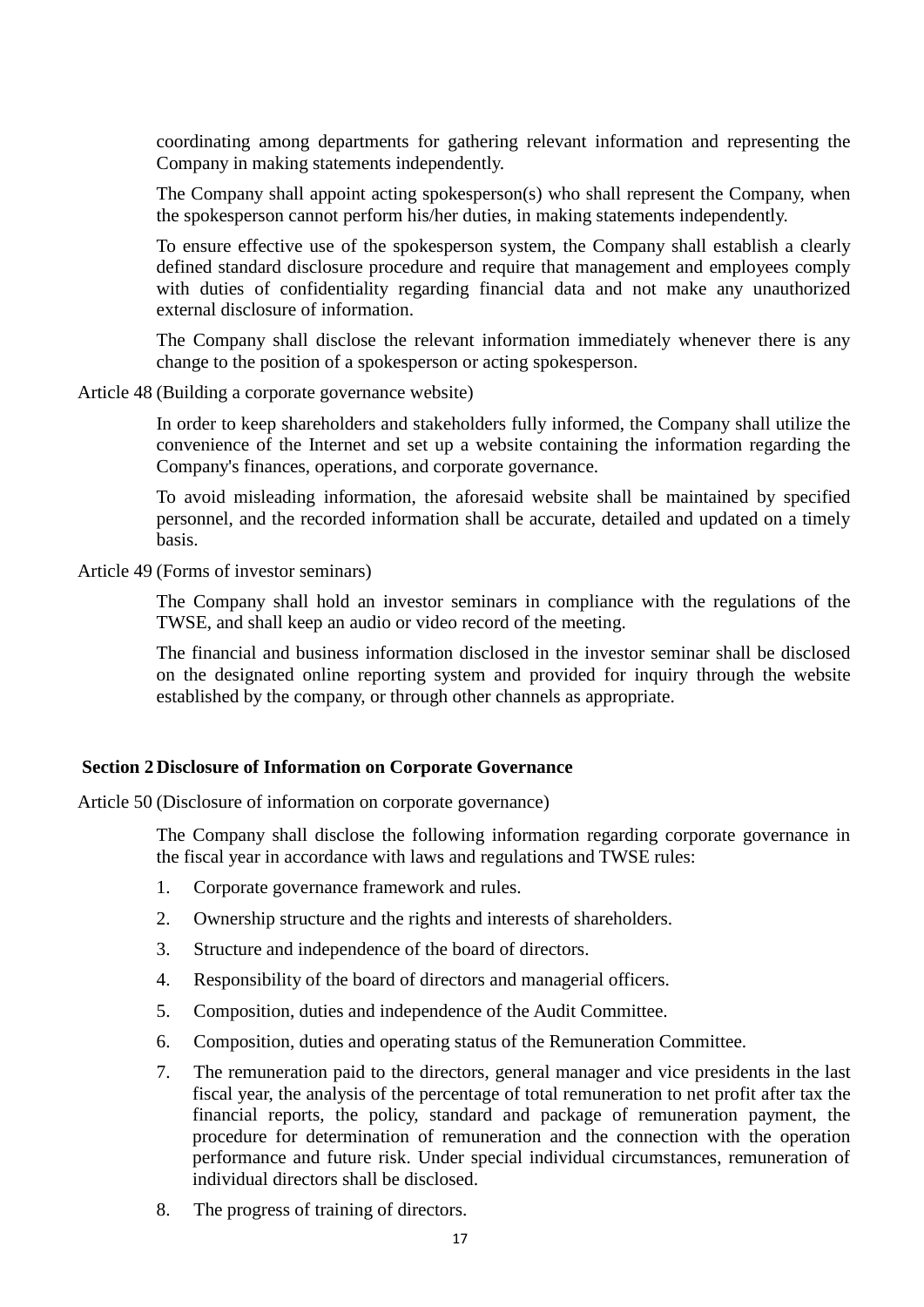coordinating among departments for gathering relevant information and representing the Company in making statements independently.

The Company shall appoint acting spokesperson(s) who shall represent the Company, when the spokesperson cannot perform his/her duties, in making statements independently.

To ensure effective use of the spokesperson system, the Company shall establish a clearly defined standard disclosure procedure and require that management and employees comply with duties of confidentiality regarding financial data and not make any unauthorized external disclosure of information.

The Company shall disclose the relevant information immediately whenever there is any change to the position of a spokesperson or acting spokesperson.

Article 48 (Building a corporate governance website)

In order to keep shareholders and stakeholders fully informed, the Company shall utilize the convenience of the Internet and set up a website containing the information regarding the Company's finances, operations, and corporate governance.

To avoid misleading information, the aforesaid website shall be maintained by specified personnel, and the recorded information shall be accurate, detailed and updated on a timely basis.

Article 49 (Forms of investor seminars)

The Company shall hold an investor seminars in compliance with the regulations of the TWSE, and shall keep an audio or video record of the meeting.

The financial and business information disclosed in the investor seminar shall be disclosed on the designated online reporting system and provided for inquiry through the website established by the company, or through other channels as appropriate.

## Section 2 Disclosure of Information on Corporate Governance

Article 50 (Disclosure of information on corporate governance)

The Company shall disclose the following information regarding corporate governance in the fiscal year in accordance with laws and regulations and TWSE rules:

1. Corporate governance framework and rules.
2. Ownership structure and the rights and interests of shareholders.
3. Structure and independence of the board of directors.
4. Responsibility of the board of directors and managerial officers.
5. Composition, duties and independence of the Audit Committee.
6. Composition, duties and operating status of the Remuneration Committee.
7. The remuneration paid to the directors, general manager and vice presidents in the last fiscal year, the analysis of the percentage of total remuneration to net profit after tax the financial reports, the policy, standard and package of remuneration payment, the procedure for determination of remuneration and the connection with the operation performance and future risk. Under special individual circumstances, remuneration of individual directors shall be disclosed.
8. The progress of training of directors.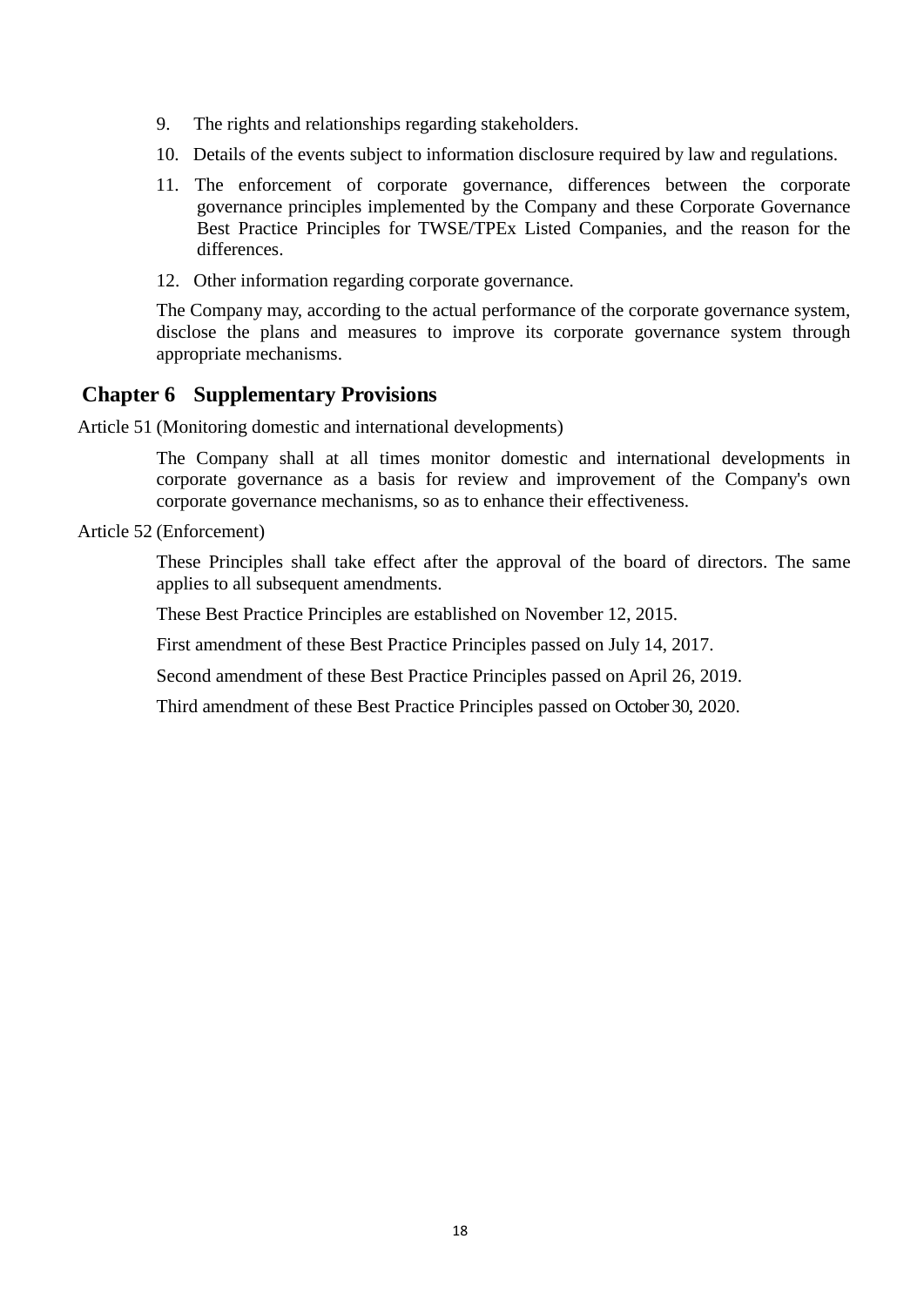9. The rights and relationships regarding stakeholders.
10. Details of the events subject to information disclosure required by law and regulations.
11. The enforcement of corporate governance, differences between the corporate governance principles implemented by the Company and these Corporate Governance Best Practice Principles for TWSE/TPEx Listed Companies, and the reason for the differences.
12. Other information regarding corporate governance.

The Company may, according to the actual performance of the corporate governance system, disclose the plans and measures to improve its corporate governance system through appropriate mechanisms.

## Chapter 6 Supplementary Provisions

Article 51 (Monitoring domestic and international developments)

The Company shall at all times monitor domestic and international developments in corporate governance as a basis for review and improvement of the Company's own corporate governance mechanisms, so as to enhance their effectiveness.

Article 52 (Enforcement)

These Principles shall take effect after the approval of the board of directors. The same applies to all subsequent amendments.

These Best Practice Principles are established on November 12, 2015.

First amendment of these Best Practice Principles passed on July 14, 2017.

Second amendment of these Best Practice Principles passed on April 26, 2019.

Third amendment of these Best Practice Principles passed on October 30, 2020.